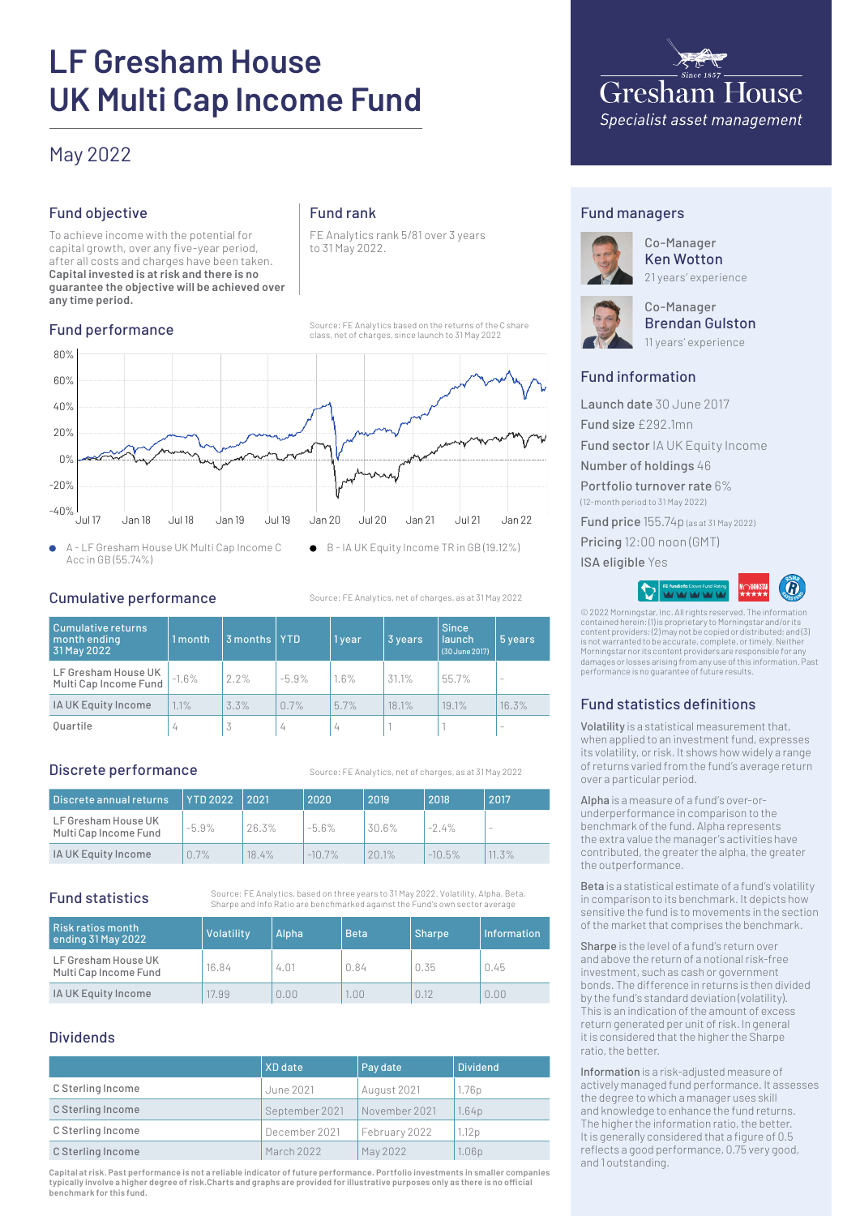# LF Gresham House UK Multi Cap Income Fund

## May 2022

Gresham House
*Since 1857*
*Specialist asset management*

## Fund objective

To achieve income with the potential for capital growth, over any five-year period, after all costs and charges have been taken. **Capital invested is at risk and there is no guarantee the objective will be achieved over any time period.**

## Fund rank

FE Analytics rank 5/81 over 3 years to 31 May 2022.

## Fund performance

Source: FE Analytics based on the returns of the C share class, net of charges, since launch to 31 May 2022

- A - LF Gresham House UK Multi Cap Income C Acc in GB (55.74%)
- B - IA UK Equity Income TR in GB (19.12%)

## Cumulative performance

Source: FE Analytics, net of charges, as at 31 May 2022

| Cumulative returns month ending 31 May 2022 | 1 month | 3 months | YTD | 1 year | 3 years | Since launch (30 June 2017) | 5 years |
|---|---|---|---|---|---|---|---|
| LF Gresham House UK Multi Cap Income Fund | -1.6% | 2.2% | -5.9% | 1.6% | 31.1% | 55.7% | - |
| IA UK Equity Income | 1.1% | 3.3% | 0.7% | 5.7% | 18.1% | 19.1% | 16.3% |
| Quartile | 4 | 3 | 4 | 4 | 1 | 1 | - |

## Discrete performance

Source: FE Analytics, net of charges, as at 31 May 2022

| Discrete annual returns | YTD 2022 | 2021 | 2020 | 2019 | 2018 | 2017 |
|---|---|---|---|---|---|---|
| LF Gresham House UK Multi Cap Income Fund | -5.9% | 26.3% | -5.6% | 30.6% | -2.4% | - |
| IA UK Equity Income | 0.7% | 18.4% | -10.7% | 20.1% | -10.5% | 11.3% |

## Fund statistics

Source: FE Analytics, based on three years to 31 May 2022. Volatility, Alpha, Beta, Sharpe and Info Ratio are benchmarked against the Fund's own sector average

| Risk ratios month ending 31 May 2022 | Volatility | Alpha | Beta | Sharpe | Information |
|---|---|---|---|---|---|
| LF Gresham House UK Multi Cap Income Fund | 16.84 | 4.01 | 0.84 | 0.35 | 0.45 |
| IA UK Equity Income | 17.99 | 0.00 | 1.00 | 0.12 | 0.00 |

## Dividends

| | XD date | Pay date | Dividend |
|---|---|---|---|
| C Sterling Income | June 2021 | August 2021 | 1.76p |
| C Sterling Income | September 2021 | November 2021 | 1.64p |
| C Sterling Income | December 2021 | February 2022 | 1.12p |
| C Sterling Income | March 2022 | May 2022 | 1.06p |

**Capital at risk. Past performance is not a reliable indicator of future performance. Portfolio investments in smaller companies typically involve a higher degree of risk. Charts and graphs are provided for illustrative purposes only as there is no official benchmark for this fund.**

## Fund managers

Co-Manager
**Ken Wotton**
21 years' experience

Co-Manager
**Brendan Gulston**
11 years' experience

## Fund information

**Launch date** 30 June 2017

**Fund size** £292.1mn

**Fund sector** IA UK Equity Income

**Number of holdings** 46

**Portfolio turnover rate** 6%
(12-month period to 31 May 2022)

**Fund price** 155.74p (as at 31 May 2022)

**Pricing** 12:00 noon (GMT)

**ISA eligible** Yes

© 2022 Morningstar, Inc. All rights reserved. The information contained herein: (1) is proprietary to Morningstar and/or its content providers; (2) may not be copied or distributed; and (3) is not warranted to be accurate, complete, or timely. Neither Morningstar nor its content providers are responsible for any damages or losses arising from any use of this information. Past performance is no guarantee of future results.

## Fund statistics definitions

**Volatility** is a statistical measurement that, when applied to an investment fund, expresses its volatility, or risk. It shows how widely a range of returns varied from the fund's average return over a particular period.

**Alpha** is a measure of a fund's over-or-underperformance in comparison to the benchmark of the fund. Alpha represents the extra value the manager's activities have contributed, the greater the alpha, the greater the outperformance.

**Beta** is a statistical estimate of a fund's volatility in comparison to its benchmark. It depicts how sensitive the fund is to movements in the section of the market that comprises the benchmark.

**Sharpe** is the level of a fund's return over and above the return of a notional risk-free investment, such as cash or government bonds. The difference in returns is then divided by the fund's standard deviation (volatility). This is an indication of the amount of excess return generated per unit of risk. In general it is considered that the higher the Sharpe ratio, the better.

**Information** is a risk-adjusted measure of actively managed fund performance. It assesses the degree to which a manager uses skill and knowledge to enhance the fund returns. The higher the information ratio, the better. It is generally considered that a figure of 0.5 reflects a good performance, 0.75 very good, and 1 outstanding.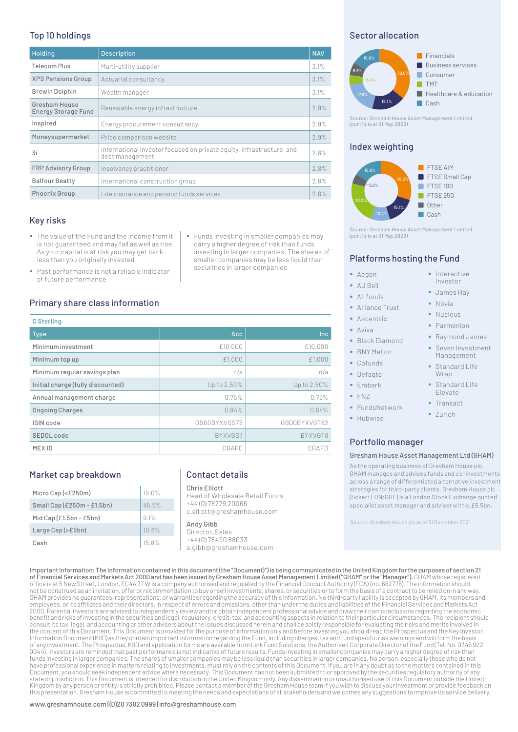## Top 10 holdings

| Holding | Description | NAV |
|---|---|---|
| Telecom Plus | Multi-utility supplier | 3.1% |
| XPS Pensions Group | Actuarial consultancy | 3.1% |
| Brewin Dolphin | Wealth manager | 3.1% |
| Gresham House Energy Storage Fund | Renewable energy infrastructure | 2.9% |
| Inspired | Energy procurement consultancy | 2.9% |
| Moneysupermarket | Price comparison website | 2.9% |
| 3i | International investor focused on private equity, infrastructure, and debt management | 2.8% |
| FRP Advisory Group | Insolvency practitioner | 2.8% |
| Balfour Beatty | International construction group | 2.8% |
| Phoenix Group | Life insurance and pension funds services | 2.8% |

## Key risks

- The value of the Fund and the income from it is not guaranteed and may fall as well as rise. As your capital is at risk you may get back less than you originally invested
- Past performance is not a reliable indicator of future performance
- Funds investing in smaller companies may carry a higher degree of risk than funds investing in larger companies. The shares of smaller companies may be less liquid than securities in larger companies

## Primary share class information

**C Sterling**

| Type | Acc | Inc |
|---|---|---|
| Minimum investment | £10,000 | £10,000 |
| Minimum top up | £1,000 | £1,000 |
| Minimum regular savings plan | n/a | n/a |
| Initial charge (fully discounted) | Up to 2.50% | Up to 2.50% |
| Annual management charge | 0.75% | 0.75% |
| Ongoing Charges | 0.84% | 0.84% |
| ISIN code | GB00BYXVGS75 | GB00BYXVGT82 |
| SEDOL code | BYXVGS7 | BYXVGT8 |
| MEX ID | CGAFC | CGAFD |

## Market cap breakdown

| | |
|---|---|
| Micro Cap (<£250m) | 19.0% |
| Small Cap (£250m - £1.5bn) | 45.5% |
| Mid Cap (£1.5bn - £5bn) | 9.1% |
| Large Cap (>£5bn) | 10.6% |
| Cash | 15.8% |

## Contact details

**Chris Elliott**
Head of Wholesale Retail Funds
+44 (0) 78279 20066
c.elliott@greshamhouse.com

**Andy Gibb**
Director, Sales
+44 (0) 78490 88033
a.gibb@greshamhouse.com

## Sector allocation

15.8%
6.8%
5.4%
17.9%
18.1%
36.0%

Financials
Business services
Consumer
TMT
Healthcare & education
Cash

Source: Gresham House Asset Management Limited (portfolio at 31 May 2022)

## Index weighting

15.8%
5.3%
23.2%
10.4%
15.1%
30.2%

FTSE AIM
FTSE Small Cap
FTSE 100
FTSE 250
Other
Cash

Source: Gresham House Asset Management Limited (portfolio at 31 May 2022)

## Platforms hosting the Fund

- Aegon
- AJ Bell
- All funds
- Alliance Trust
- Ascentric
- Aviva
- Black Diamond
- BNY Mellon
- Cofunds
- Defaqto
- Embark
- FNZ
- FundsNetwork
- Hubwise
- Interactive Investor
- James Hay
- Novia
- Nucleus
- Parmenion
- Raymond James
- Seven Investment Management
- Standard Life Wrap
- Standard Life Elevate
- Transact
- Zurich

## Portfolio manager

### Gresham House Asset Management Ltd (GHAM)

As the operating business of Gresham House plc, GHAM manages and advises funds and co-investments across a range of differentiated alternative investment strategies for third-party clients. Gresham House plc (ticker: LON:GHE) is a London Stock Exchange quoted specialist asset manager and adviser with c.£6.5bn.

Source: Gresham House plc as at 31 December 2021

**Important Information: The information contained in this document (the "Document)") is being communicated in the United Kingdom for the purposes of section 21 of Financial Services and Markets Act 2000 and has been issued by Gresham House Asset Management Limited ("GHAM" or the "Manager").** GHAM whose registered office is at 5 New Street, London, EC4A 3TW is a company authorised and regulated by the Financial Conduct Authority (FCA) (no. 682776). The information should not be construed as an invitation, offer or recommendation to buy or sell investments, shares, or securities or to form the basis of a contract to be relied on in any way. GHAM provides no guarantees, representations, or warranties regarding the accuracy of this information. No third-party liability is accepted by GHAM, its members and employees, or its affiliates and their directors, in respect of errors and omissions, other than under the duties and liabilities of the Financial Services and Markets Act 2000. Potential investors are advised to independently review and/or obtain independent professional advice and draw their own conclusions regarding the economic benefit and risks of investing in the securities and legal, regulatory, credit, tax, and accounting aspects in relation to their particular circumstances. The recipient should consult its tax, legal, and accounting or other advisers about the issues discussed herein and shall be solely responsible for evaluating the risks and merits involved in the content of this Document. This Document is provided for the purpose of information only and before investing you should read the Prospectus and the Key Investor Information Document (KIID) as they contain important information regarding the Fund, including charges, tax and fund specific risk warnings and will form the basis of any investment. The Prospectus, KIID and application forms are available from Link Fund Solutions, the Authorised Corporate Director of the Fund (Tel. No. 0345 922 0044). Investors are reminded that past performance is not indicative of future results. Funds investing in smaller companies may carry a higher degree of risk than funds investing in larger companies. The shares of smaller companies may be less liquid than securities in larger companies. No person, especially those who do not have professional experience in matters relating to investments, must rely on the contents of this Document. If you are in any doubt as to the matters contained in this Document, you should seek independent advice where necessary. This Document has not been submitted to or approved by the securities regulatory authority of any state or jurisdiction. This Document is intended for distribution in the United Kingdom only. Any dissemination or unauthorised use of this Document outside the United Kingdom by any person or entity is strictly prohibited. Please contact a member of the Gresham House team if you wish to discuss your investment or provide feedback on this presentation. Gresham House is committed to meeting the needs and expectations of all stakeholders and welcomes any suggestions to improve its service delivery.

www.greshamhouse.com | (0)20 7382 0999 | info@greshamhouse.com